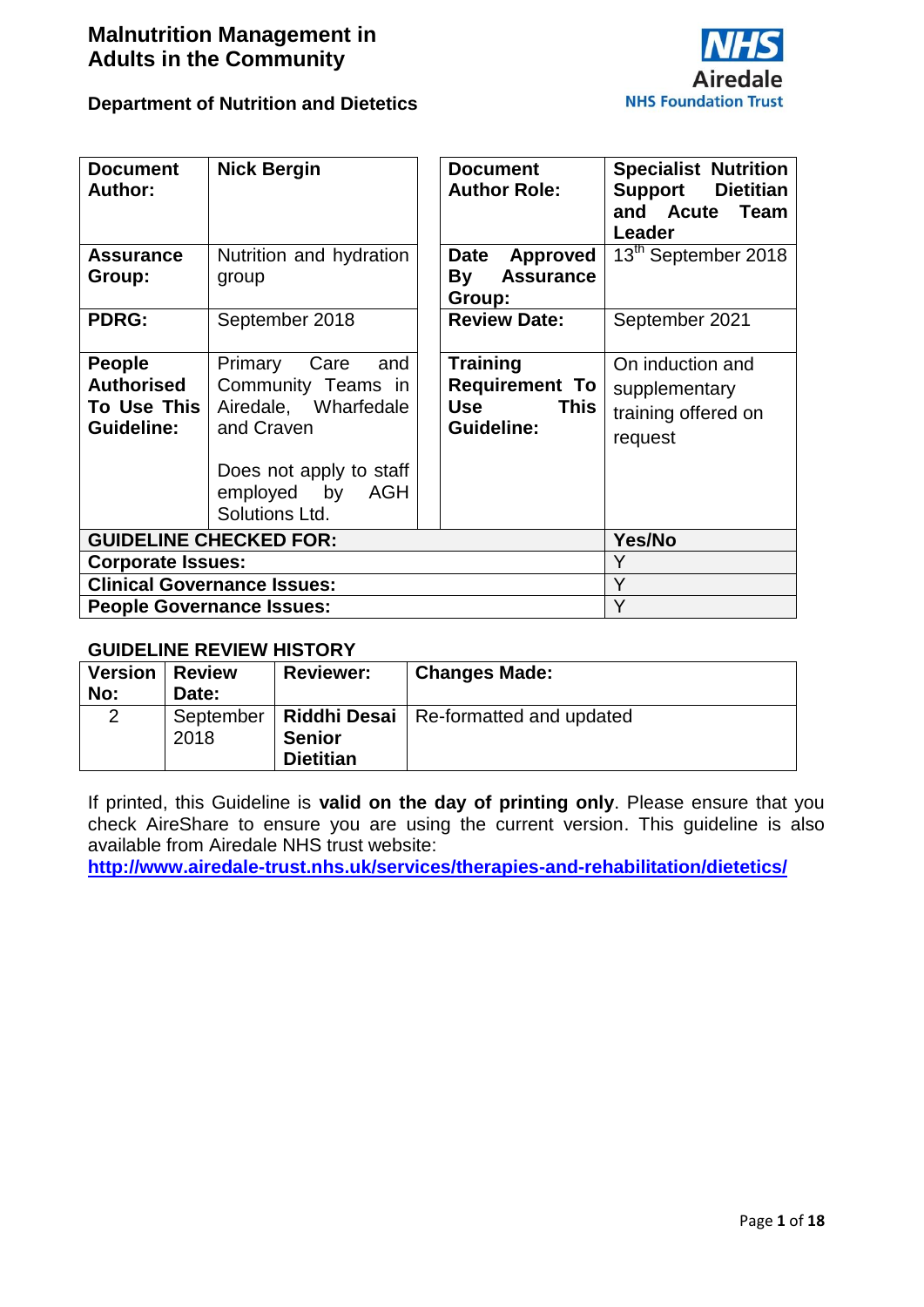# Malnutrition Management in Adults in the Community

**Department of Nutrition and Dietetics**

NHS Airedale NHS Foundation Trust

| **Document Author:** | **Nick Bergin** | **Document Author Role:** | **Specialist Nutrition Support Dietitian and Acute Team Leader** |
|---|---|---|---|
| **Assurance Group:** | Nutrition and hydration group | **Date Approved By Assurance Group:** | 13th September 2018 |
| **PDRG:** | September 2018 | **Review Date:** | September 2021 |
| **People Authorised To Use This Guideline:** | Primary Care and Community Teams in Airedale, Wharfedale and Craven<br><br>Does not apply to staff employed by AGH Solutions Ltd. | **Training Requirement To Use This Guideline:** | On induction and supplementary training offered on request |
| **GUIDELINE CHECKED FOR:** | | | **Yes/No** |
| **Corporate Issues:** | | | Y |
| **Clinical Governance Issues:** | | | Y |
| **People Governance Issues:** | | | Y |

## GUIDELINE REVIEW HISTORY

| Version No: | Review Date: | Reviewer: | Changes Made: |
|---|---|---|---|
| 2 | September 2018 | **Riddhi Desai Senior Dietitian** | Re-formatted and updated |

If printed, this Guideline is **valid on the day of printing only**. Please ensure that you check AireShare to ensure you are using the current version. This guideline is also available from Airedale NHS trust website:
**http://www.airedale-trust.nhs.uk/services/therapies-and-rehabilitation/dietetics/**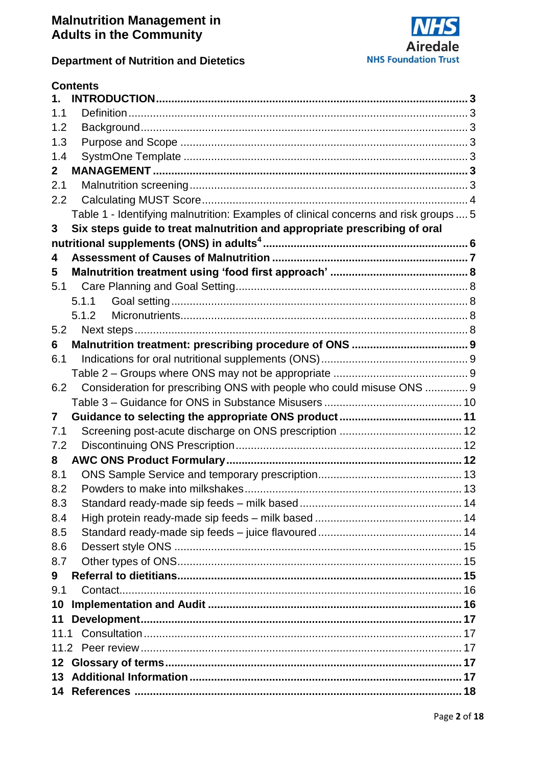**Malnutrition Management in Adults in the Community**

**Department of Nutrition and Dietetics**

NHS Airedale NHS Foundation Trust

## Contents

| | | |
|---|---|---|
| **1.** | **INTRODUCTION** | **3** |
| 1.1 | Definition | 3 |
| 1.2 | Background | 3 |
| 1.3 | Purpose and Scope | 3 |
| 1.4 | SystmOne Template | 3 |
| **2** | **MANAGEMENT** | **3** |
| 2.1 | Malnutrition screening | 3 |
| 2.2 | Calculating MUST Score | 4 |
| | Table 1 - Identifying malnutrition: Examples of clinical concerns and risk groups | 5 |
| **3** | **Six steps guide to treat malnutrition and appropriate prescribing of oral nutritional supplements (ONS) in adults[4]** | **6** |
| **4** | **Assessment of Causes of Malnutrition** | **7** |
| **5** | **Malnutrition treatment using 'food first approach'** | **8** |
| 5.1 | Care Planning and Goal Setting | 8 |
| 5.1.1 | Goal setting | 8 |
| 5.1.2 | Micronutrients | 8 |
| 5.2 | Next steps | 8 |
| **6** | **Malnutrition treatment: prescribing procedure of ONS** | **9** |
| 6.1 | Indications for oral nutritional supplements (ONS) | 9 |
| | Table 2 – Groups where ONS may not be appropriate | 9 |
| 6.2 | Consideration for prescribing ONS with people who could misuse ONS | 9 |
| | Table 3 – Guidance for ONS in Substance Misusers | 10 |
| **7** | **Guidance to selecting the appropriate ONS product** | **11** |
| 7.1 | Screening post-acute discharge on ONS prescription | 12 |
| 7.2 | Discontinuing ONS Prescription | 12 |
| **8** | **AWC ONS Product Formulary** | **12** |
| 8.1 | ONS Sample Service and temporary prescription | 13 |
| 8.2 | Powders to make into milkshakes | 13 |
| 8.3 | Standard ready-made sip feeds – milk based | 14 |
| 8.4 | High protein ready-made sip feeds – milk based | 14 |
| 8.5 | Standard ready-made sip feeds – juice flavoured | 14 |
| 8.6 | Dessert style ONS | 15 |
| 8.7 | Other types of ONS | 15 |
| **9** | **Referral to dietitians** | **15** |
| 9.1 | Contact | 16 |
| **10** | **Implementation and Audit** | **16** |
| **11** | **Development** | **17** |
| 11.1 | Consultation | 17 |
| 11.2 | Peer review | 17 |
| **12** | **Glossary of terms** | **17** |
| **13** | **Additional Information** | **17** |
| **14** | **References** | **18** |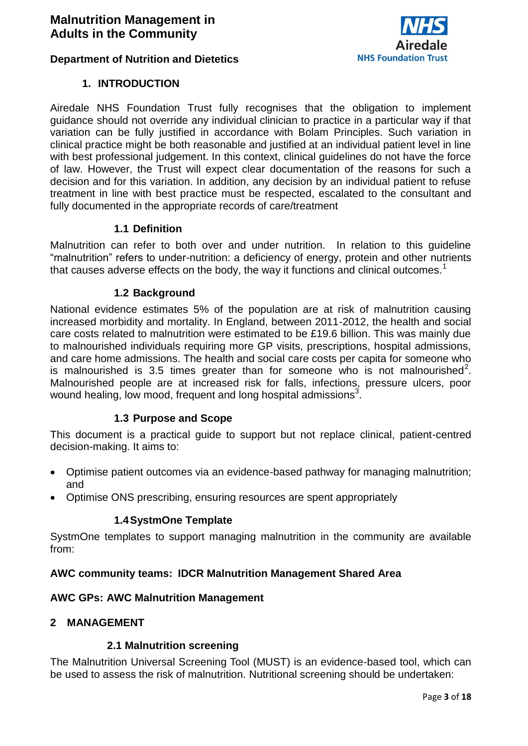## 1. INTRODUCTION

Airedale NHS Foundation Trust fully recognises that the obligation to implement guidance should not override any individual clinician to practice in a particular way if that variation can be fully justified in accordance with Bolam Principles. Such variation in clinical practice might be both reasonable and justified at an individual patient level in line with best professional judgement. In this context, clinical guidelines do not have the force of law. However, the Trust will expect clear documentation of the reasons for such a decision and for this variation. In addition, any decision by an individual patient to refuse treatment in line with best practice must be respected, escalated to the consultant and fully documented in the appropriate records of care/treatment

### 1.1 Definition

Malnutrition can refer to both over and under nutrition. In relation to this guideline "malnutrition" refers to under-nutrition: a deficiency of energy, protein and other nutrients that causes adverse effects on the body, the way it functions and clinical outcomes.[1]

### 1.2 Background

National evidence estimates 5% of the population are at risk of malnutrition causing increased morbidity and mortality. In England, between 2011-2012, the health and social care costs related to malnutrition were estimated to be £19.6 billion. This was mainly due to malnourished individuals requiring more GP visits, prescriptions, hospital admissions, and care home admissions. The health and social care costs per capita for someone who is malnourished is 3.5 times greater than for someone who is not malnourished[2]. Malnourished people are at increased risk for falls, infections, pressure ulcers, poor wound healing, low mood, frequent and long hospital admissions[3].

### 1.3 Purpose and Scope

This document is a practical guide to support but not replace clinical, patient-centred decision-making. It aims to:

- Optimise patient outcomes via an evidence-based pathway for managing malnutrition; and
- Optimise ONS prescribing, ensuring resources are spent appropriately

### 1.4 SystmOne Template

SystmOne templates to support managing malnutrition in the community are available from:

**AWC community teams: IDCR Malnutrition Management Shared Area**

**AWC GPs: AWC Malnutrition Management**

## 2 MANAGEMENT

### 2.1 Malnutrition screening

The Malnutrition Universal Screening Tool (MUST) is an evidence-based tool, which can be used to assess the risk of malnutrition. Nutritional screening should be undertaken: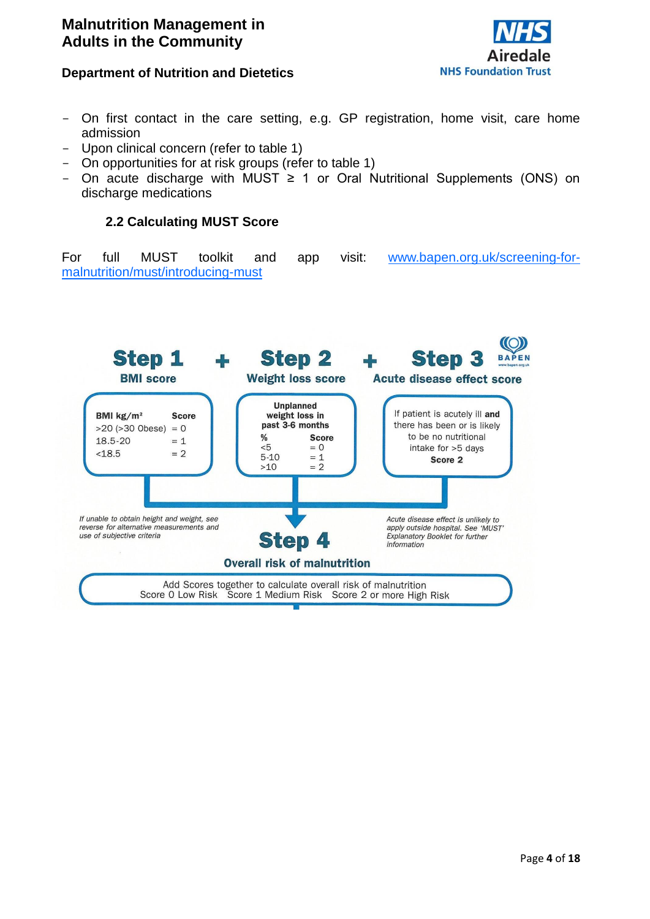- On first contact in the care setting, e.g. GP registration, home visit, care home admission
- Upon clinical concern (refer to table 1)
- On opportunities for at risk groups (refer to table 1)
- On acute discharge with MUST ≥ 1 or Oral Nutritional Supplements (ONS) on discharge medications

### 2.2 Calculating MUST Score

For full MUST toolkit and app visit: [www.bapen.org.uk/screening-for-malnutrition/must/introducing-must](www.bapen.org.uk/screening-for-malnutrition/must/introducing-must)

**Step 1** – BMI score

| BMI kg/m² | Score |
|---|---|
| >20 (>30 Obese) | = 0 |
| 18.5-20 | = 1 |
| <18.5 | = 2 |

**+ Step 2** – Weight loss score

Unplanned weight loss in past 3-6 months

| % | Score |
|---|---|
| <5 | = 0 |
| 5-10 | = 1 |
| >10 | = 2 |

**+ Step 3** – Acute disease effect score

If patient is acutely ill **and** there has been or is likely to be no nutritional intake for >5 days **Score 2**

*If unable to obtain height and weight, see reverse for alternative measurements and use of subjective criteria*

*Acute disease effect is unlikely to apply outside hospital. See 'MUST' Explanatory Booklet for further information*

**Step 4** – Overall risk of malnutrition

Add Scores together to calculate overall risk of malnutrition
Score 0 Low Risk   Score 1 Medium Risk   Score 2 or more High Risk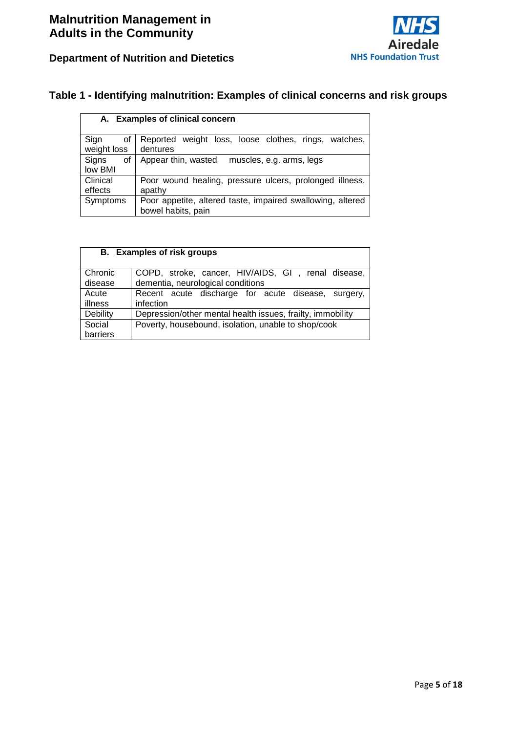## Table 1 - Identifying malnutrition: Examples of clinical concerns and risk groups

| **A. Examples of clinical concern** | |
|---|---|
| Sign of weight loss | Reported weight loss, loose clothes, rings, watches, dentures |
| Signs of low BMI | Appear thin, wasted muscles, e.g. arms, legs |
| Clinical effects | Poor wound healing, pressure ulcers, prolonged illness, apathy |
| Symptoms | Poor appetite, altered taste, impaired swallowing, altered bowel habits, pain |

| **B. Examples of risk groups** | |
|---|---|
| Chronic disease | COPD, stroke, cancer, HIV/AIDS, GI , renal disease, dementia, neurological conditions |
| Acute illness | Recent acute discharge for acute disease, surgery, infection |
| Debility | Depression/other mental health issues, frailty, immobility |
| Social barriers | Poverty, housebound, isolation, unable to shop/cook |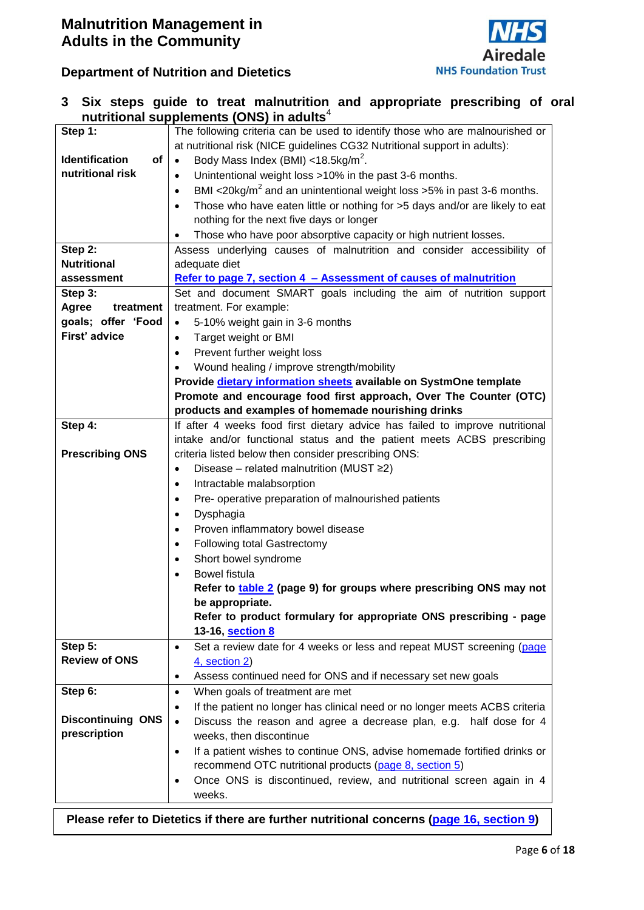## 3 Six steps guide to treat malnutrition and appropriate prescribing of oral nutritional supplements (ONS) in adults[4]

| Step | Details |
|---|---|
| **Step 1:** **Identification of nutritional risk** | The following criteria can be used to identify those who are malnourished or at nutritional risk (NICE guidelines CG32 Nutritional support in adults): <br>• Body Mass Index (BMI) <18.5kg/m$^2$. <br>• Unintentional weight loss >10% in the past 3-6 months. <br>• BMI <20kg/m$^2$ and an unintentional weight loss >5% in past 3-6 months. <br>• Those who have eaten little or nothing for >5 days and/or are likely to eat nothing for the next five days or longer <br>• Those who have poor absorptive capacity or high nutrient losses. |
| **Step 2:** **Nutritional assessment** | Assess underlying causes of malnutrition and consider accessibility of adequate diet <br>**Refer to page 7, section 4 – Assessment of causes of malnutrition** |
| **Step 3:** **Agree treatment goals; offer 'Food First' advice** | Set and document SMART goals including the aim of nutrition support treatment. For example: <br>• 5-10% weight gain in 3-6 months <br>• Target weight or BMI <br>• Prevent further weight loss <br>• Wound healing / improve strength/mobility <br>**Provide dietary information sheets available on SystmOne template** <br>**Promote and encourage food first approach, Over The Counter (OTC) products and examples of homemade nourishing drinks** |
| **Step 4:** **Prescribing ONS** | If after 4 weeks food first dietary advice has failed to improve nutritional intake and/or functional status and the patient meets ACBS prescribing criteria listed below then consider prescribing ONS: <br>• Disease – related malnutrition (MUST ≥2) <br>• Intractable malabsorption <br>• Pre- operative preparation of malnourished patients <br>• Dysphagia <br>• Proven inflammatory bowel disease <br>• Following total Gastrectomy <br>• Short bowel syndrome <br>• Bowel fistula <br>**Refer to table 2 (page 9) for groups where prescribing ONS may not be appropriate.** <br>**Refer to product formulary for appropriate ONS prescribing - page 13-16, section 8** |
| **Step 5:** **Review of ONS** | • Set a review date for 4 weeks or less and repeat MUST screening (page 4, section 2) <br>• Assess continued need for ONS and if necessary set new goals |
| **Step 6:** **Discontinuing ONS prescription** | • When goals of treatment are met <br>• If the patient no longer has clinical need or no longer meets ACBS criteria <br>• Discuss the reason and agree a decrease plan, e.g. half dose for 4 weeks, then discontinue <br>• If a patient wishes to continue ONS, advise homemade fortified drinks or recommend OTC nutritional products (page 8, section 5) <br>• Once ONS is discontinued, review, and nutritional screen again in 4 weeks. |

**Please refer to Dietetics if there are further nutritional concerns (page 16, section 9)**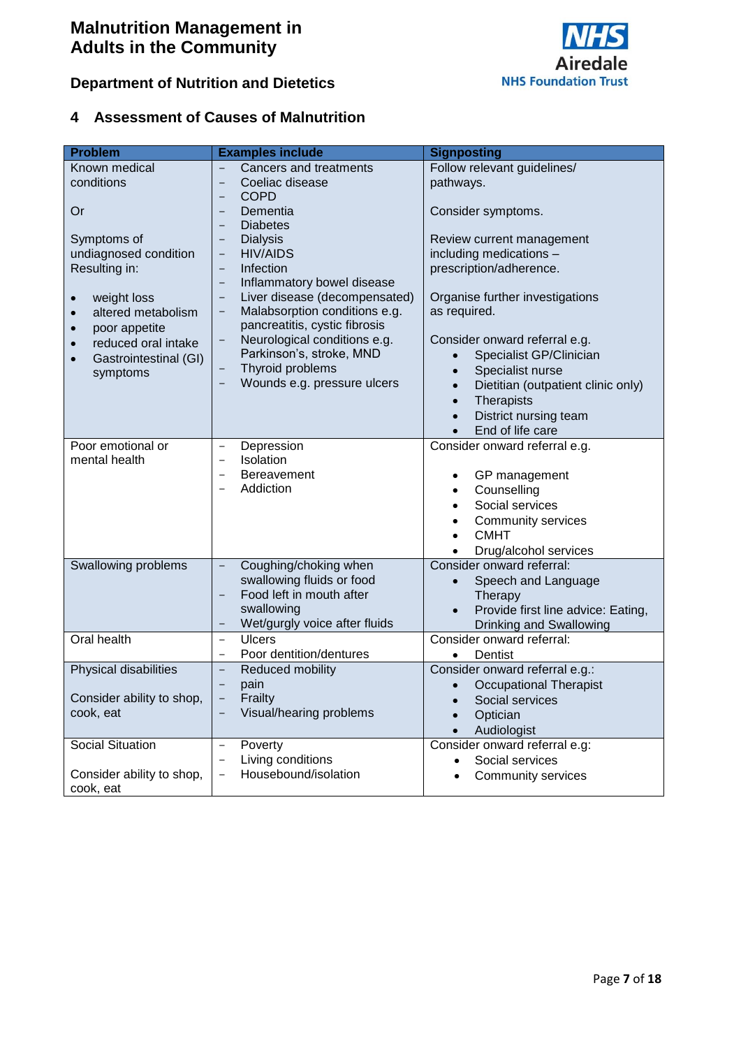## 4 Assessment of Causes of Malnutrition

| Problem | Examples include | Signposting |
|---|---|---|
| Known medical conditions<br><br>Or<br><br>Symptoms of undiagnosed condition Resulting in:<br>• weight loss<br>• altered metabolism<br>• poor appetite<br>• reduced oral intake<br>• Gastrointestinal (GI) symptoms | – Cancers and treatments<br>– Coeliac disease<br>– COPD<br>– Dementia<br>– Diabetes<br>– Dialysis<br>– HIV/AIDS<br>– Infection<br>– Inflammatory bowel disease<br>– Liver disease (decompensated)<br>– Malabsorption conditions e.g. pancreatitis, cystic fibrosis<br>– Neurological conditions e.g. Parkinson's, stroke, MND<br>– Thyroid problems<br>– Wounds e.g. pressure ulcers | Follow relevant guidelines/ pathways.<br><br>Consider symptoms.<br><br>Review current management including medications – prescription/adherence.<br><br>Organise further investigations as required.<br><br>Consider onward referral e.g.<br>• Specialist GP/Clinician<br>• Specialist nurse<br>• Dietitian (outpatient clinic only)<br>• Therapists<br>• District nursing team<br>• End of life care |
| Poor emotional or mental health | – Depression<br>– Isolation<br>– Bereavement<br>– Addiction | Consider onward referral e.g.<br>• GP management<br>• Counselling<br>• Social services<br>• Community services<br>• CMHT<br>• Drug/alcohol services |
| Swallowing problems | – Coughing/choking when swallowing fluids or food<br>– Food left in mouth after swallowing<br>– Wet/gurgly voice after fluids | Consider onward referral:<br>• Speech and Language Therapy<br>• Provide first line advice: Eating, Drinking and Swallowing |
| Oral health | – Ulcers<br>– Poor dentition/dentures | Consider onward referral:<br>• Dentist |
| Physical disabilities<br><br>Consider ability to shop, cook, eat | – Reduced mobility<br>– pain<br>– Frailty<br>– Visual/hearing problems | Consider onward referral e.g.:<br>• Occupational Therapist<br>• Social services<br>• Optician<br>• Audiologist |
| Social Situation<br><br>Consider ability to shop, cook, eat | – Poverty<br>– Living conditions<br>– Housebound/isolation | Consider onward referral e.g:<br>• Social services<br>• Community services |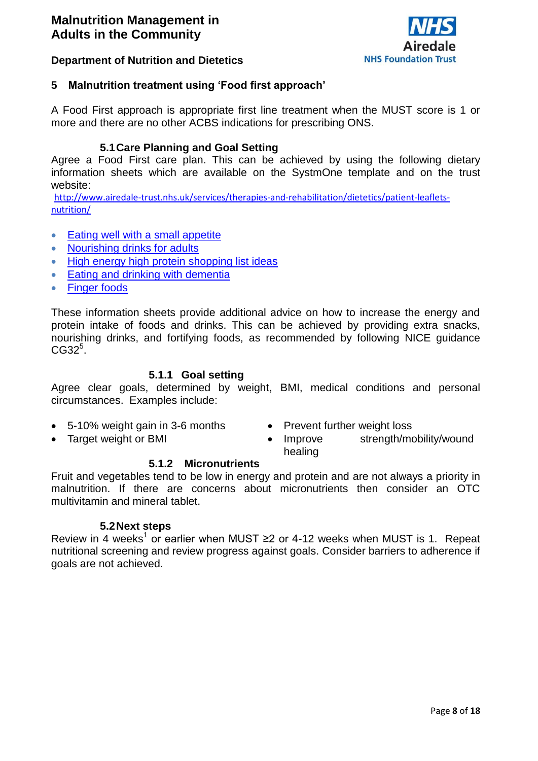## 5 Malnutrition treatment using 'Food first approach'

A Food First approach is appropriate first line treatment when the MUST score is 1 or more and there are no other ACBS indications for prescribing ONS.

### 5.1 Care Planning and Goal Setting

Agree a Food First care plan. This can be achieved by using the following dietary information sheets which are available on the SystmOne template and on the trust website:
http://www.airedale-trust.nhs.uk/services/therapies-and-rehabilitation/dietetics/patient-leaflets-nutrition/

- Eating well with a small appetite
- Nourishing drinks for adults
- High energy high protein shopping list ideas
- Eating and drinking with dementia
- Finger foods

These information sheets provide additional advice on how to increase the energy and protein intake of foods and drinks. This can be achieved by providing extra snacks, nourishing drinks, and fortifying foods, as recommended by following NICE guidance CG32[5].

#### 5.1.1 Goal setting

Agree clear goals, determined by weight, BMI, medical conditions and personal circumstances. Examples include:

- 5-10% weight gain in 3-6 months
- Target weight or BMI
- Prevent further weight loss
- Improve strength/mobility/wound healing

#### 5.1.2 Micronutrients

Fruit and vegetables tend to be low in energy and protein and are not always a priority in malnutrition. If there are concerns about micronutrients then consider an OTC multivitamin and mineral tablet.

### 5.2 Next steps

Review in 4 weeks[1] or earlier when MUST ≥2 or 4-12 weeks when MUST is 1. Repeat nutritional screening and review progress against goals. Consider barriers to adherence if goals are not achieved.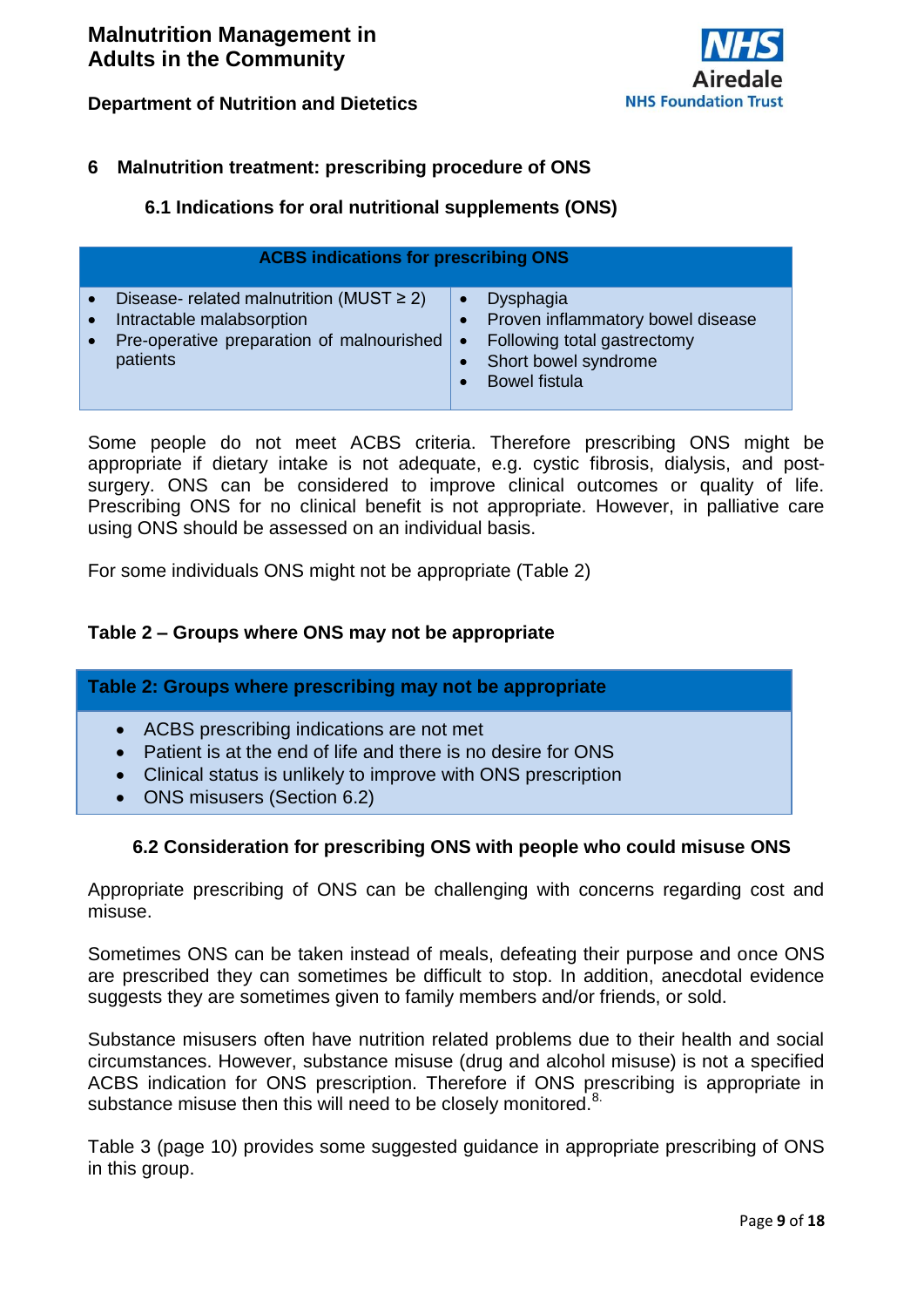## 6 Malnutrition treatment: prescribing procedure of ONS

### 6.1 Indications for oral nutritional supplements (ONS)

| ACBS indications for prescribing ONS | |
|---|---|
| • Disease- related malnutrition (MUST ≥ 2)<br>• Intractable malabsorption<br>• Pre-operative preparation of malnourished patients | • Dysphagia<br>• Proven inflammatory bowel disease<br>• Following total gastrectomy<br>• Short bowel syndrome<br>• Bowel fistula |

Some people do not meet ACBS criteria. Therefore prescribing ONS might be appropriate if dietary intake is not adequate, e.g. cystic fibrosis, dialysis, and post-surgery. ONS can be considered to improve clinical outcomes or quality of life. Prescribing ONS for no clinical benefit is not appropriate. However, in palliative care using ONS should be assessed on an individual basis.

For some individuals ONS might not be appropriate (Table 2)

**Table 2 – Groups where ONS may not be appropriate**

| Table 2: Groups where prescribing may not be appropriate |
|---|
| • ACBS prescribing indications are not met<br>• Patient is at the end of life and there is no desire for ONS<br>• Clinical status is unlikely to improve with ONS prescription<br>• ONS misusers (Section 6.2) |

### 6.2 Consideration for prescribing ONS with people who could misuse ONS

Appropriate prescribing of ONS can be challenging with concerns regarding cost and misuse.

Sometimes ONS can be taken instead of meals, defeating their purpose and once ONS are prescribed they can sometimes be difficult to stop. In addition, anecdotal evidence suggests they are sometimes given to family members and/or friends, or sold.

Substance misusers often have nutrition related problems due to their health and social circumstances. However, substance misuse (drug and alcohol misuse) is not a specified ACBS indication for ONS prescription. Therefore if ONS prescribing is appropriate in substance misuse then this will need to be closely monitored.[8]

Table 3 (page 10) provides some suggested guidance in appropriate prescribing of ONS in this group.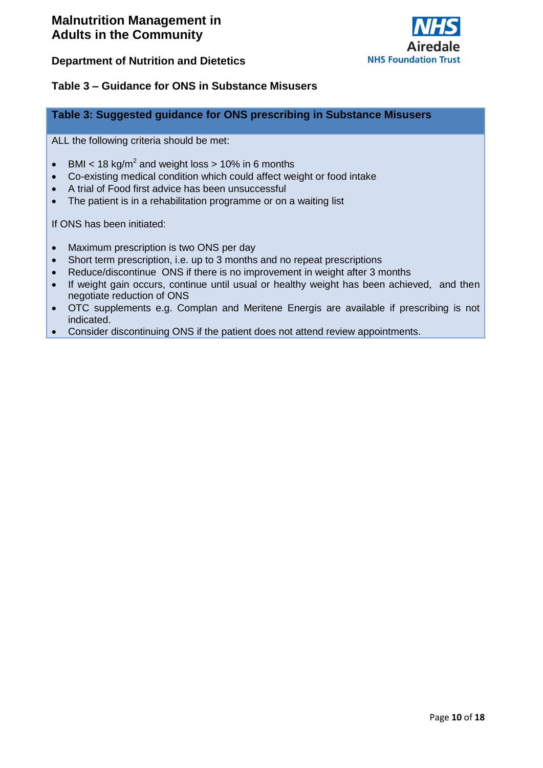**Table 3 – Guidance for ONS in Substance Misusers**

**Table 3: Suggested guidance for ONS prescribing in Substance Misusers**

ALL the following criteria should be met:

- BMI < 18 kg/$m^2$ and weight loss > 10% in 6 months
- Co-existing medical condition which could affect weight or food intake
- A trial of Food first advice has been unsuccessful
- The patient is in a rehabilitation programme or on a waiting list

If ONS has been initiated:

- Maximum prescription is two ONS per day
- Short term prescription, i.e. up to 3 months and no repeat prescriptions
- Reduce/discontinue ONS if there is no improvement in weight after 3 months
- If weight gain occurs, continue until usual or healthy weight has been achieved, and then negotiate reduction of ONS
- OTC supplements e.g. Complan and Meritene Energis are available if prescribing is not indicated.
- Consider discontinuing ONS if the patient does not attend review appointments.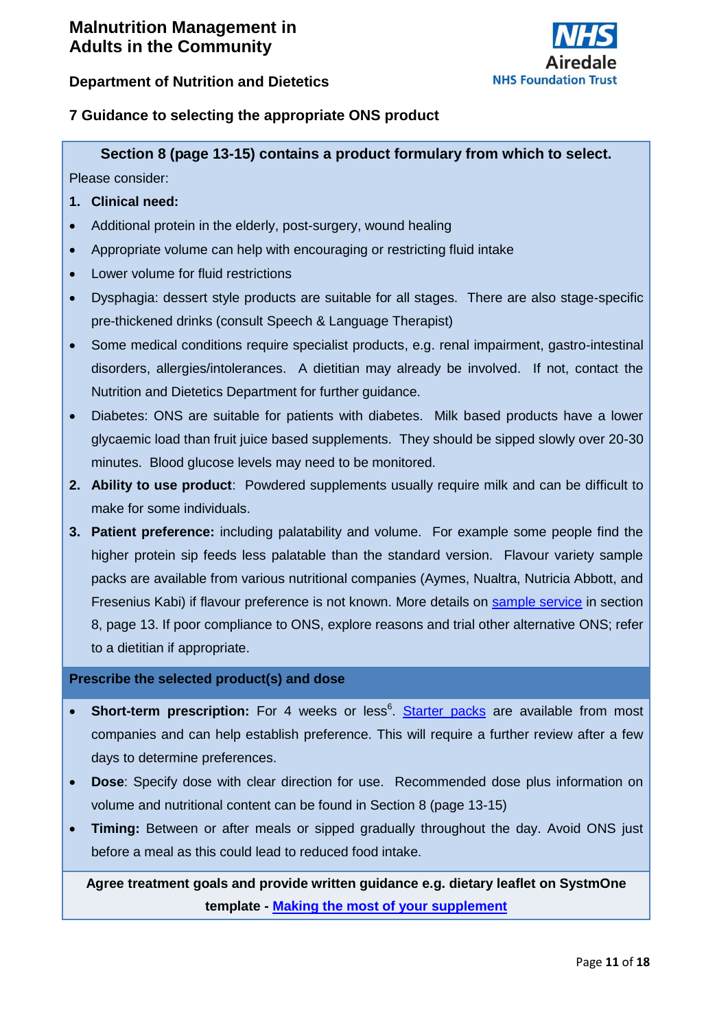## 7 Guidance to selecting the appropriate ONS product

**Section 8 (page 13-15) contains a product formulary from which to select.**

Please consider:

1. **Clinical need:**
   - Additional protein in the elderly, post-surgery, wound healing
   - Appropriate volume can help with encouraging or restricting fluid intake
   - Lower volume for fluid restrictions
   - Dysphagia: dessert style products are suitable for all stages. There are also stage-specific pre-thickened drinks (consult Speech & Language Therapist)
   - Some medical conditions require specialist products, e.g. renal impairment, gastro-intestinal disorders, allergies/intolerances. A dietitian may already be involved. If not, contact the Nutrition and Dietetics Department for further guidance.
   - Diabetes: ONS are suitable for patients with diabetes. Milk based products have a lower glycaemic load than fruit juice based supplements. They should be sipped slowly over 20-30 minutes. Blood glucose levels may need to be monitored.
2. **Ability to use product**: Powdered supplements usually require milk and can be difficult to make for some individuals.
3. **Patient preference:** including palatability and volume. For example some people find the higher protein sip feeds less palatable than the standard version. Flavour variety sample packs are available from various nutritional companies (Aymes, Nualtra, Nutricia Abbott, and Fresenius Kabi) if flavour preference is not known. More details on sample service in section 8, page 13. If poor compliance to ONS, explore reasons and trial other alternative ONS; refer to a dietitian if appropriate.

**Prescribe the selected product(s) and dose**

- **Short-term prescription:** For 4 weeks or less[6]. Starter packs are available from most companies and can help establish preference. This will require a further review after a few days to determine preferences.
- **Dose**: Specify dose with clear direction for use. Recommended dose plus information on volume and nutritional content can be found in Section 8 (page 13-15)
- **Timing:** Between or after meals or sipped gradually throughout the day. Avoid ONS just before a meal as this could lead to reduced food intake.

**Agree treatment goals and provide written guidance e.g. dietary leaflet on SystmOne template - Making the most of your supplement**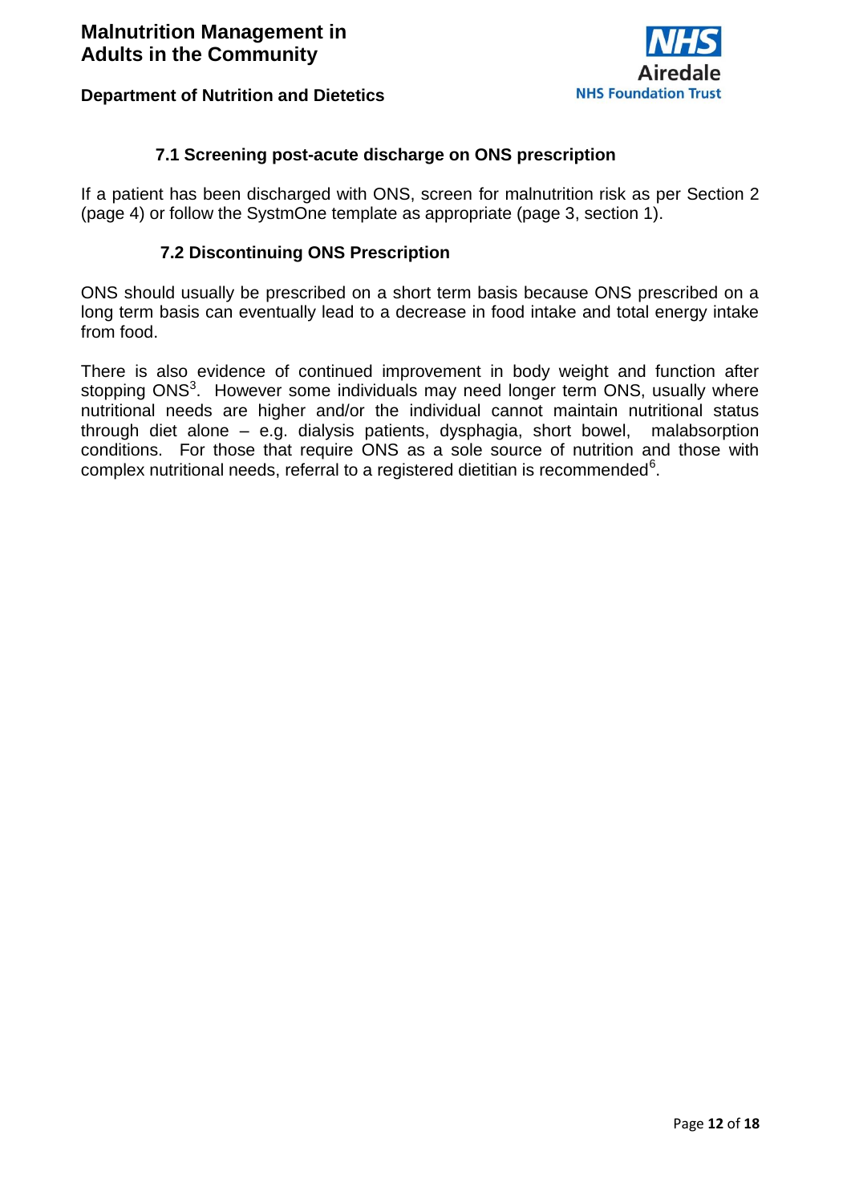### 7.1 Screening post-acute discharge on ONS prescription

If a patient has been discharged with ONS, screen for malnutrition risk as per Section 2 (page 4) or follow the SystmOne template as appropriate (page 3, section 1).

### 7.2 Discontinuing ONS Prescription

ONS should usually be prescribed on a short term basis because ONS prescribed on a long term basis can eventually lead to a decrease in food intake and total energy intake from food.

There is also evidence of continued improvement in body weight and function after stopping ONS[3]. However some individuals may need longer term ONS, usually where nutritional needs are higher and/or the individual cannot maintain nutritional status through diet alone – e.g. dialysis patients, dysphagia, short bowel, malabsorption conditions. For those that require ONS as a sole source of nutrition and those with complex nutritional needs, referral to a registered dietitian is recommended[6].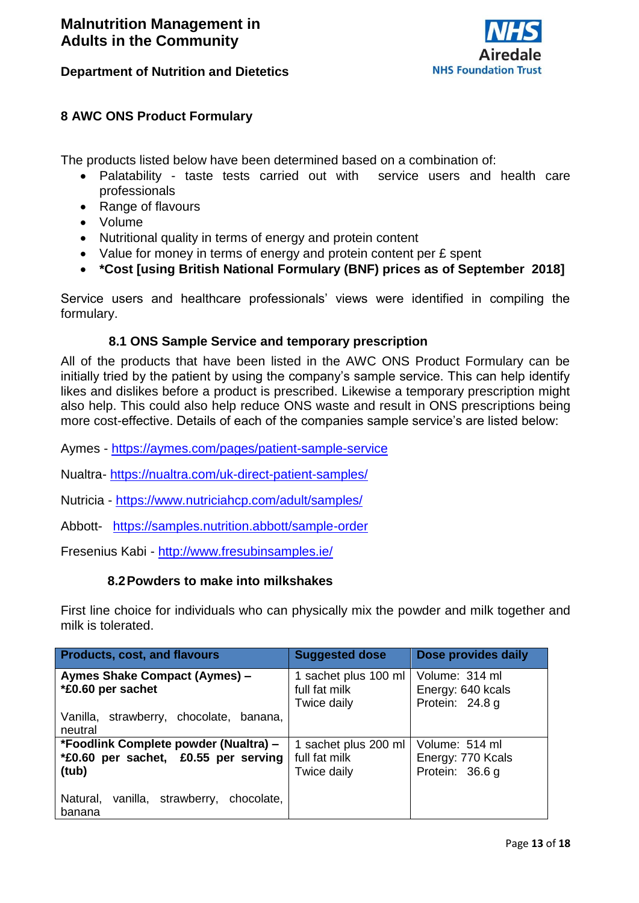## 8 AWC ONS Product Formulary

The products listed below have been determined based on a combination of:

- Palatability - taste tests carried out with service users and health care professionals
- Range of flavours
- Volume
- Nutritional quality in terms of energy and protein content
- Value for money in terms of energy and protein content per £ spent
- ***Cost [using British National Formulary (BNF) prices as of September 2018]**

Service users and healthcare professionals' views were identified in compiling the formulary.

### 8.1 ONS Sample Service and temporary prescription

All of the products that have been listed in the AWC ONS Product Formulary can be initially tried by the patient by using the company's sample service. This can help identify likes and dislikes before a product is prescribed. Likewise a temporary prescription might also help. This could also help reduce ONS waste and result in ONS prescriptions being more cost-effective. Details of each of the companies sample service's are listed below:

Aymes - https://aymes.com/pages/patient-sample-service

Nualtra- https://nualtra.com/uk-direct-patient-samples/

Nutricia - https://www.nutriciahcp.com/adult/samples/

Abbott- https://samples.nutrition.abbott/sample-order

Fresenius Kabi - http://www.fresubinsamples.ie/

### 8.2 Powders to make into milkshakes

First line choice for individuals who can physically mix the powder and milk together and milk is tolerated.

| Products, cost, and flavours | Suggested dose | Dose provides daily |
|---|---|---|
| **Aymes Shake Compact (Aymes) – *£0.60 per sachet**<br><br>Vanilla, strawberry, chocolate, banana, neutral | 1 sachet plus 100 ml full fat milk<br>Twice daily | Volume: 314 ml<br>Energy: 640 kcals<br>Protein: 24.8 g |
| ***Foodlink Complete powder (Nualtra) – *£0.60 per sachet, £0.55 per serving (tub)**<br><br>Natural, vanilla, strawberry, chocolate, banana | 1 sachet plus 200 ml full fat milk<br>Twice daily | Volume: 514 ml<br>Energy: 770 Kcals<br>Protein: 36.6 g |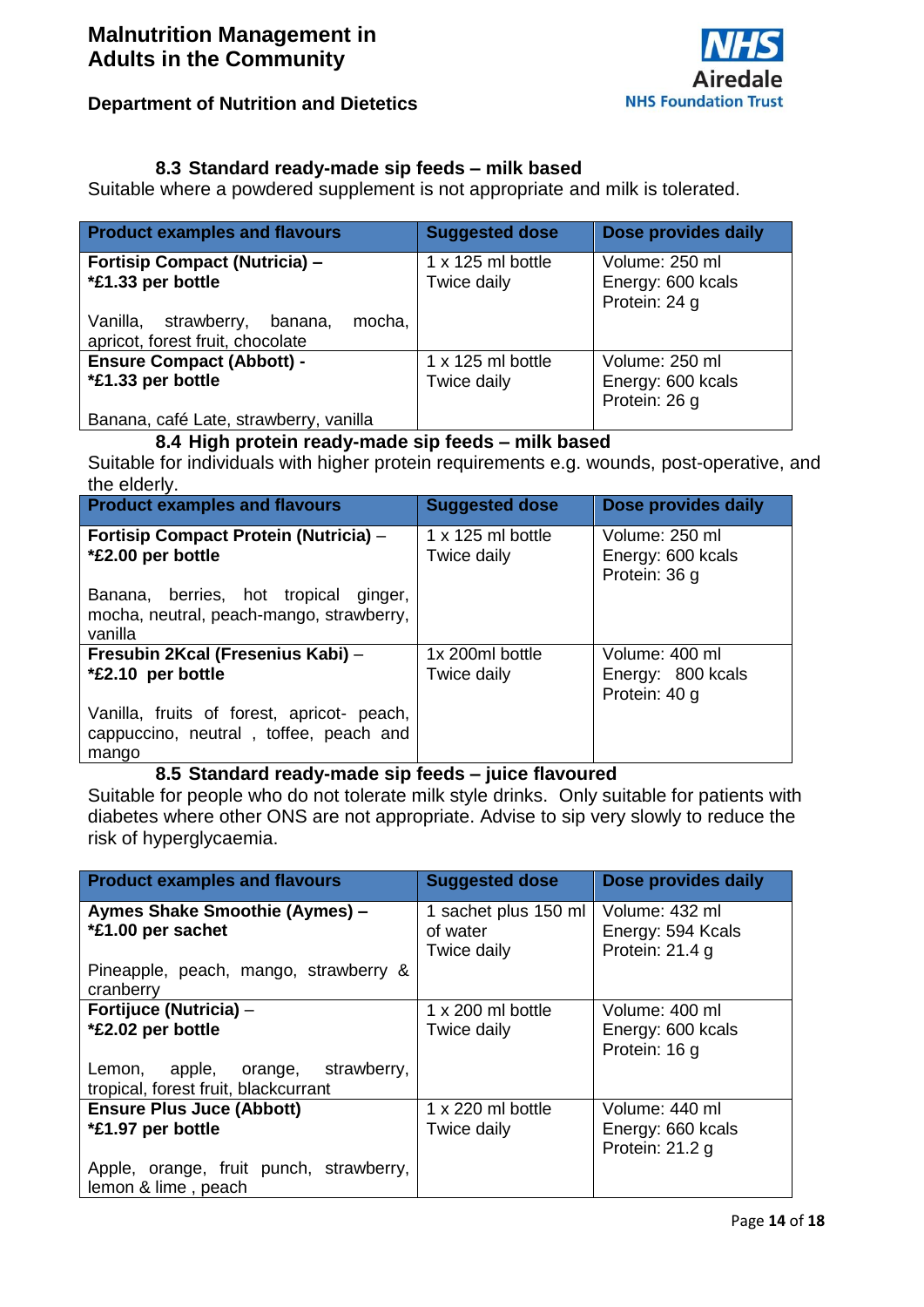### 8.3 Standard ready-made sip feeds – milk based

Suitable where a powdered supplement is not appropriate and milk is tolerated.

| Product examples and flavours | Suggested dose | Dose provides daily |
|---|---|---|
| **Fortisip Compact (Nutricia) – *£1.33 per bottle**<br><br>Vanilla, strawberry, banana, mocha, apricot, forest fruit, chocolate | 1 x 125 ml bottle<br>Twice daily | Volume: 250 ml<br>Energy: 600 kcals<br>Protein: 24 g |
| **Ensure Compact (Abbott) - *£1.33 per bottle**<br><br>Banana, café Late, strawberry, vanilla | 1 x 125 ml bottle<br>Twice daily | Volume: 250 ml<br>Energy: 600 kcals<br>Protein: 26 g |

### 8.4 High protein ready-made sip feeds – milk based

Suitable for individuals with higher protein requirements e.g. wounds, post-operative, and the elderly.

| Product examples and flavours | Suggested dose | Dose provides daily |
|---|---|---|
| **Fortisip Compact Protein (Nutricia) – *£2.00 per bottle**<br><br>Banana, berries, hot tropical ginger, mocha, neutral, peach-mango, strawberry, vanilla | 1 x 125 ml bottle<br>Twice daily | Volume: 250 ml<br>Energy: 600 kcals<br>Protein: 36 g |
| **Fresubin 2Kcal (Fresenius Kabi) – *£2.10 per bottle**<br><br>Vanilla, fruits of forest, apricot- peach, cappuccino, neutral , toffee, peach and mango | 1x 200ml bottle<br>Twice daily | Volume: 400 ml<br>Energy: 800 kcals<br>Protein: 40 g |

### 8.5 Standard ready-made sip feeds – juice flavoured

Suitable for people who do not tolerate milk style drinks. Only suitable for patients with diabetes where other ONS are not appropriate. Advise to sip very slowly to reduce the risk of hyperglycaemia.

| Product examples and flavours | Suggested dose | Dose provides daily |
|---|---|---|
| **Aymes Shake Smoothie (Aymes) – *£1.00 per sachet**<br><br>Pineapple, peach, mango, strawberry & cranberry | 1 sachet plus 150 ml of water<br>Twice daily | Volume: 432 ml<br>Energy: 594 Kcals<br>Protein: 21.4 g |
| **Fortijuce (Nutricia) – *£2.02 per bottle**<br><br>Lemon, apple, orange, strawberry, tropical, forest fruit, blackcurrant | 1 x 200 ml bottle<br>Twice daily | Volume: 400 ml<br>Energy: 600 kcals<br>Protein: 16 g |
| **Ensure Plus Juce (Abbott) *£1.97 per bottle**<br><br>Apple, orange, fruit punch, strawberry, lemon & lime , peach | 1 x 220 ml bottle<br>Twice daily | Volume: 440 ml<br>Energy: 660 kcals<br>Protein: 21.2 g |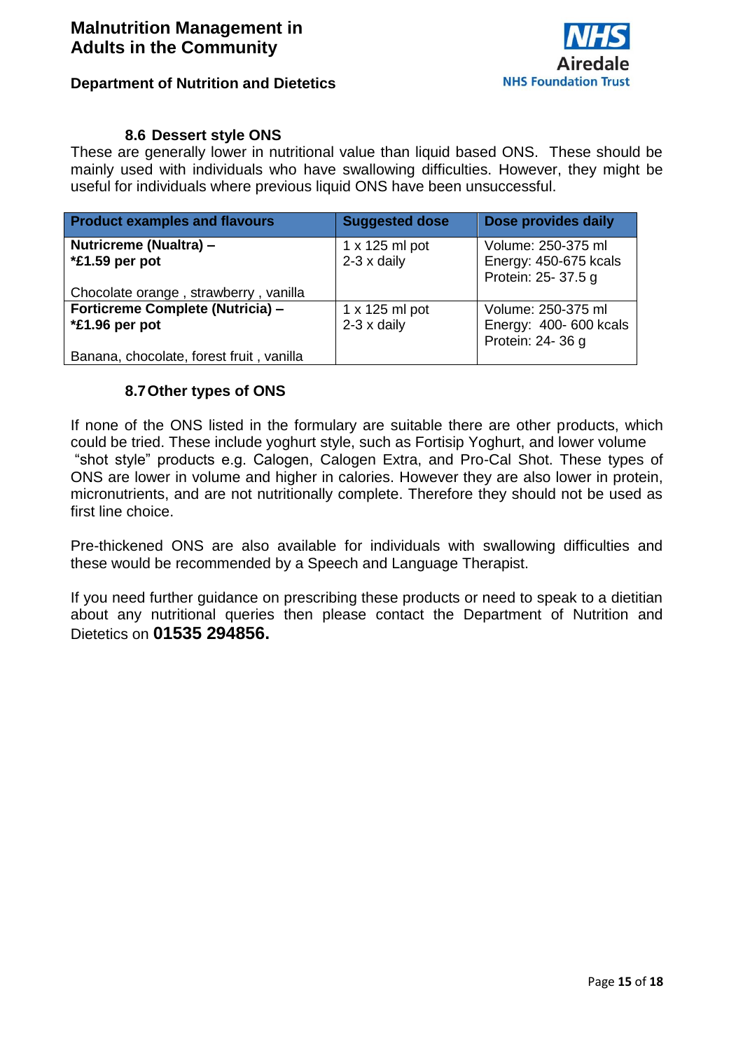### 8.6 Dessert style ONS

These are generally lower in nutritional value than liquid based ONS. These should be mainly used with individuals who have swallowing difficulties. However, they might be useful for individuals where previous liquid ONS have been unsuccessful.

| Product examples and flavours | Suggested dose | Dose provides daily |
|---|---|---|
| **Nutricreme (Nualtra) –**<br>**\*£1.59 per pot**<br><br>Chocolate orange , strawberry , vanilla | 1 x 125 ml pot<br>2-3 x daily | Volume: 250-375 ml<br>Energy: 450-675 kcals<br>Protein: 25- 37.5 g |
| **Forticreme Complete (Nutricia) –**<br>**\*£1.96 per pot**<br><br>Banana, chocolate, forest fruit , vanilla | 1 x 125 ml pot<br>2-3 x daily | Volume: 250-375 ml<br>Energy: 400- 600 kcals<br>Protein: 24- 36 g |

### 8.7 Other types of ONS

If none of the ONS listed in the formulary are suitable there are other products, which could be tried. These include yoghurt style, such as Fortisip Yoghurt, and lower volume "shot style" products e.g. Calogen, Calogen Extra, and Pro-Cal Shot. These types of ONS are lower in volume and higher in calories. However they are also lower in protein, micronutrients, and are not nutritionally complete. Therefore they should not be used as first line choice.

Pre-thickened ONS are also available for individuals with swallowing difficulties and these would be recommended by a Speech and Language Therapist.

If you need further guidance on prescribing these products or need to speak to a dietitian about any nutritional queries then please contact the Department of Nutrition and Dietetics on **01535 294856.**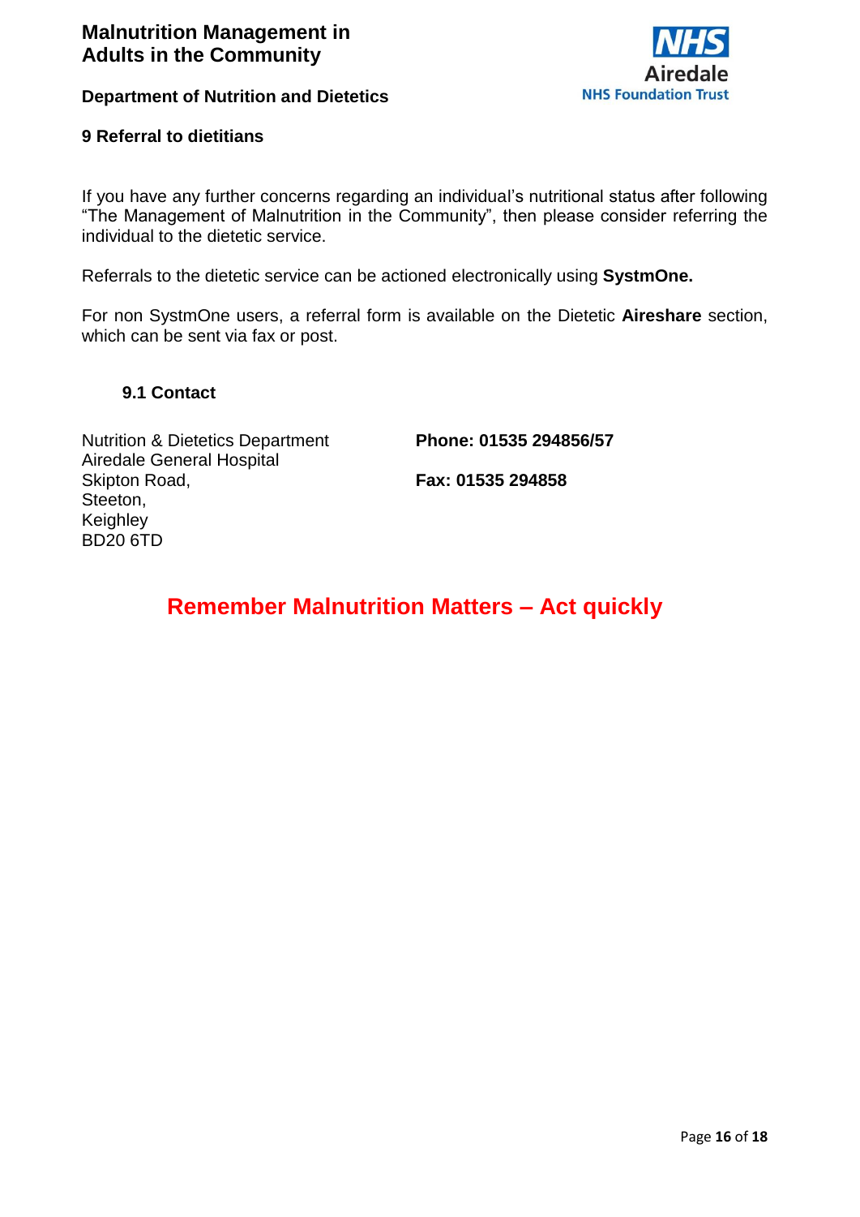## 9 Referral to dietitians

If you have any further concerns regarding an individual's nutritional status after following "The Management of Malnutrition in the Community", then please consider referring the individual to the dietetic service.

Referrals to the dietetic service can be actioned electronically using **SystmOne.**

For non SystmOne users, a referral form is available on the Dietetic **Aireshare** section, which can be sent via fax or post.

### 9.1 Contact

Nutrition & Dietetics Department
Airedale General Hospital
Skipton Road,
Steeton,
Keighley
BD20 6TD

**Phone: 01535 294856/57**

**Fax: 01535 294858**

**Remember Malnutrition Matters – Act quickly**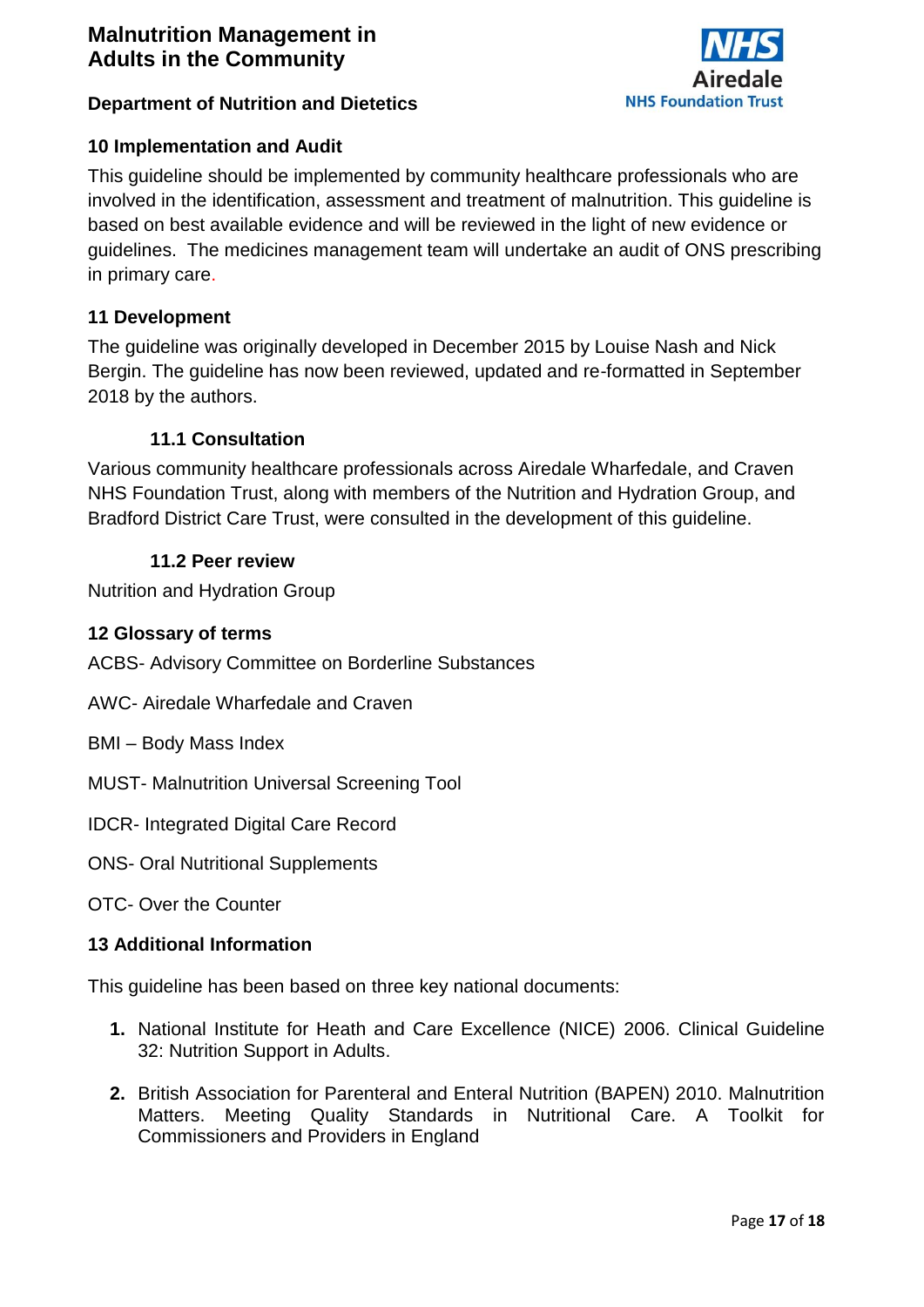## 10 Implementation and Audit

This guideline should be implemented by community healthcare professionals who are involved in the identification, assessment and treatment of malnutrition. This guideline is based on best available evidence and will be reviewed in the light of new evidence or guidelines. The medicines management team will undertake an audit of ONS prescribing in primary care.

## 11 Development

The guideline was originally developed in December 2015 by Louise Nash and Nick Bergin. The guideline has now been reviewed, updated and re-formatted in September 2018 by the authors.

### 11.1 Consultation

Various community healthcare professionals across Airedale Wharfedale, and Craven NHS Foundation Trust, along with members of the Nutrition and Hydration Group, and Bradford District Care Trust, were consulted in the development of this guideline.

### 11.2 Peer review

Nutrition and Hydration Group

## 12 Glossary of terms

ACBS- Advisory Committee on Borderline Substances

AWC- Airedale Wharfedale and Craven

BMI – Body Mass Index

MUST- Malnutrition Universal Screening Tool

IDCR- Integrated Digital Care Record

ONS- Oral Nutritional Supplements

OTC- Over the Counter

## 13 Additional Information

This guideline has been based on three key national documents:

1. National Institute for Heath and Care Excellence (NICE) 2006. Clinical Guideline 32: Nutrition Support in Adults.
2. British Association for Parenteral and Enteral Nutrition (BAPEN) 2010. Malnutrition Matters. Meeting Quality Standards in Nutritional Care. A Toolkit for Commissioners and Providers in England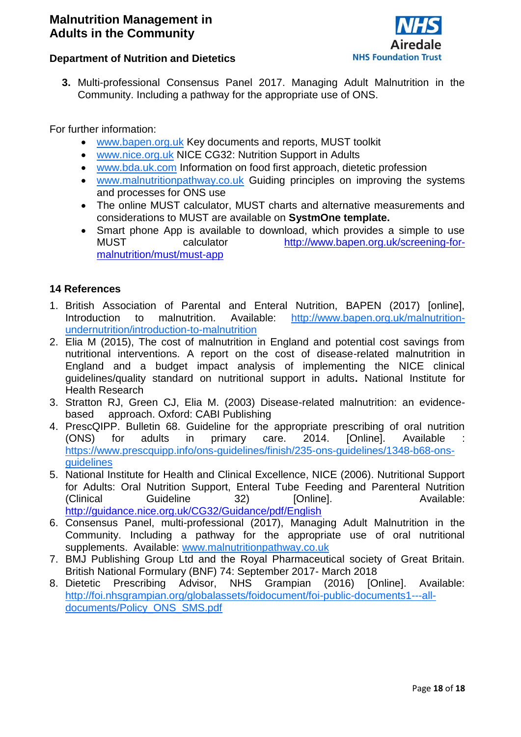3. Multi-professional Consensus Panel 2017. Managing Adult Malnutrition in the Community. Including a pathway for the appropriate use of ONS.

For further information:

- www.bapen.org.uk Key documents and reports, MUST toolkit
- www.nice.org.uk NICE CG32: Nutrition Support in Adults
- www.bda.uk.com Information on food first approach, dietetic profession
- www.malnutritionpathway.co.uk Guiding principles on improving the systems and processes for ONS use
- The online MUST calculator, MUST charts and alternative measurements and considerations to MUST are available on **SystmOne template.**
- Smart phone App is available to download, which provides a simple to use MUST calculator http://www.bapen.org.uk/screening-for-malnutrition/must/must-app

## 14 References

1. British Association of Parental and Enteral Nutrition, BAPEN (2017) [online], Introduction to malnutrition. Available: http://www.bapen.org.uk/malnutrition-undernutrition/introduction-to-malnutrition
2. Elia M (2015), The cost of malnutrition in England and potential cost savings from nutritional interventions. A report on the cost of disease-related malnutrition in England and a budget impact analysis of implementing the NICE clinical guidelines/quality standard on nutritional support in adults**.** National Institute for Health Research
3. Stratton RJ, Green CJ, Elia M. (2003) Disease-related malnutrition: an evidence-based approach. Oxford: CABI Publishing
4. PrescQIPP. Bulletin 68. Guideline for the appropriate prescribing of oral nutrition (ONS) for adults in primary care. 2014. [Online]. Available : https://www.prescquipp.info/ons-guidelines/finish/235-ons-guidelines/1348-b68-ons-guidelines
5. National Institute for Health and Clinical Excellence, NICE (2006). Nutritional Support for Adults: Oral Nutrition Support, Enteral Tube Feeding and Parenteral Nutrition (Clinical Guideline 32) [Online]. Available: http://guidance.nice.org.uk/CG32/Guidance/pdf/English
6. Consensus Panel, multi-professional (2017), Managing Adult Malnutrition in the Community. Including a pathway for the appropriate use of oral nutritional supplements. Available: www.malnutritionpathway.co.uk
7. BMJ Publishing Group Ltd and the Royal Pharmaceutical society of Great Britain. British National Formulary (BNF) 74: September 2017- March 2018
8. Dietetic Prescribing Advisor, NHS Grampian (2016) [Online]. Available: http://foi.nhsgrampian.org/globalassets/foidocument/foi-public-documents1---all-documents/Policy_ONS_SMS.pdf